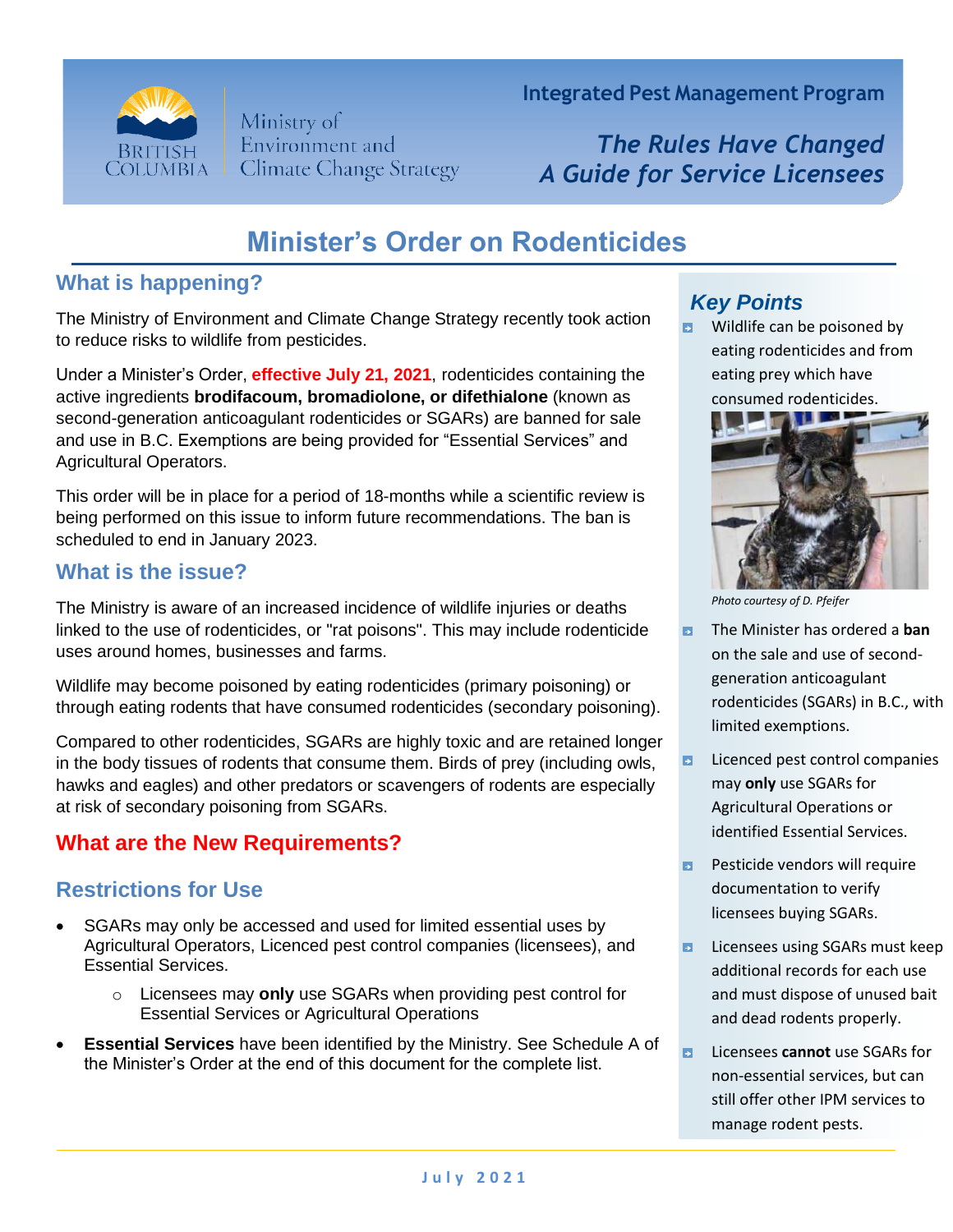Integrated Pest Management Program

*The Rules Have Changed*
*A Guide for Service Licensees*

# Minister's Order on Rodenticides

## What is happening?

The Ministry of Environment and Climate Change Strategy recently took action to reduce risks to wildlife from pesticides.

Under a Minister's Order, **effective July 21, 2021**, rodenticides containing the active ingredients **brodifacoum, bromadiolone, or difethialone** (known as second-generation anticoagulant rodenticides or SGARs) are banned for sale and use in B.C. Exemptions are being provided for "Essential Services" and Agricultural Operators.

This order will be in place for a period of 18-months while a scientific review is being performed on this issue to inform future recommendations. The ban is scheduled to end in January 2023.

## What is the issue?

The Ministry is aware of an increased incidence of wildlife injuries or deaths linked to the use of rodenticides, or "rat poisons". This may include rodenticide uses around homes, businesses and farms.

Wildlife may become poisoned by eating rodenticides (primary poisoning) or through eating rodents that have consumed rodenticides (secondary poisoning).

Compared to other rodenticides, SGARs are highly toxic and are retained longer in the body tissues of rodents that consume them. Birds of prey (including owls, hawks and eagles) and other predators or scavengers of rodents are especially at risk of secondary poisoning from SGARs.

## What are the New Requirements?

### Restrictions for Use

- SGARs may only be accessed and used for limited essential uses by Agricultural Operators, Licenced pest control companies (licensees), and Essential Services.
  - Licensees may **only** use SGARs when providing pest control for Essential Services or Agricultural Operations
- **Essential Services** have been identified by the Ministry. See Schedule A of the Minister's Order at the end of this document for the complete list.

### *Key Points*

- Wildlife can be poisoned by eating rodenticides and from eating prey which have consumed rodenticides.

*Photo courtesy of D. Pfeifer*

- The Minister has ordered a **ban** on the sale and use of second-generation anticoagulant rodenticides (SGARs) in B.C., with limited exemptions.
- Licenced pest control companies may **only** use SGARs for Agricultural Operations or identified Essential Services.
- Pesticide vendors will require documentation to verify licensees buying SGARs.
- Licensees using SGARs must keep additional records for each use and must dispose of unused bait and dead rodents properly.
- Licensees **cannot** use SGARs for non-essential services, but can still offer other IPM services to manage rodent pests.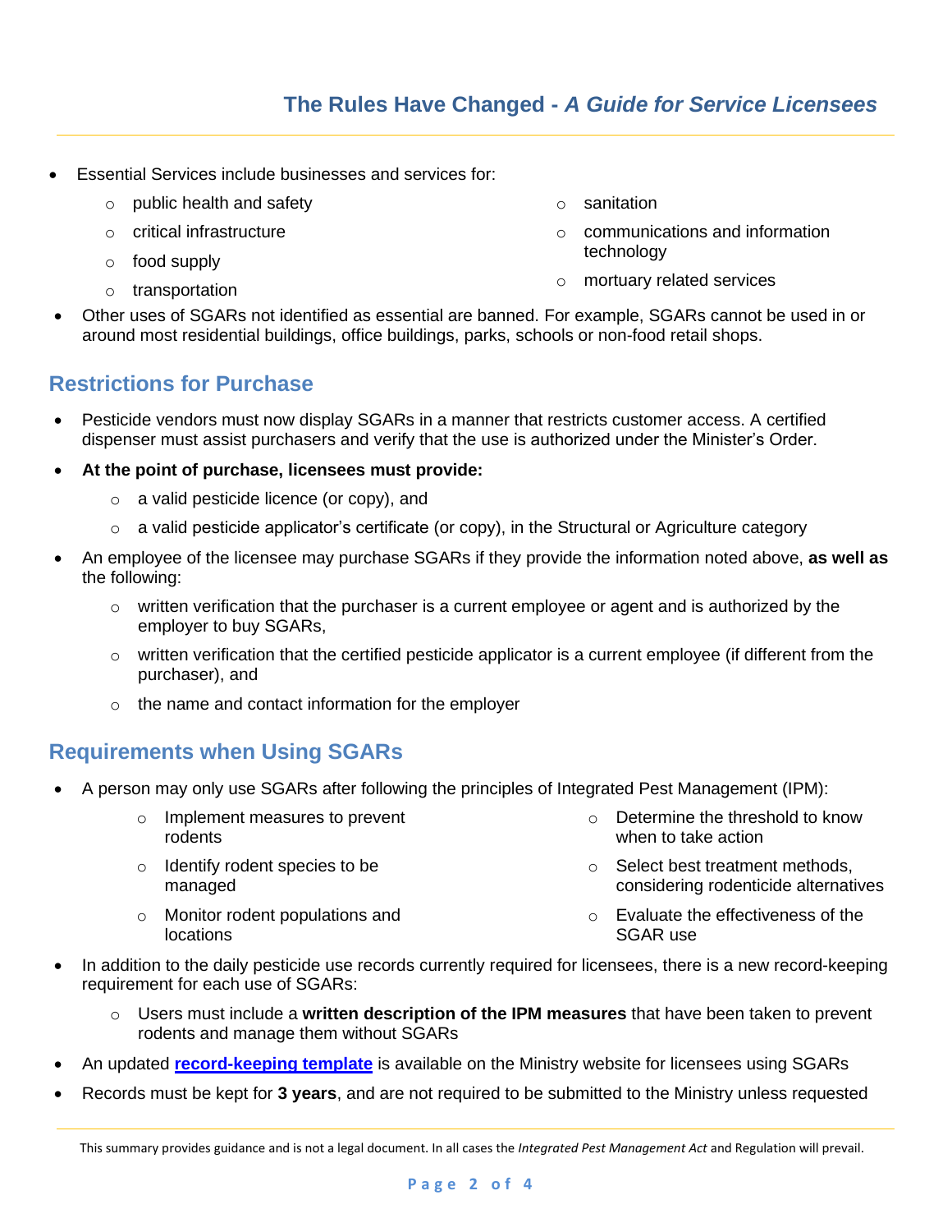- Essential Services include businesses and services for:
  - public health and safety
  - critical infrastructure
  - food supply
  - transportation
  - sanitation
  - communications and information technology
  - mortuary related services
- Other uses of SGARs not identified as essential are banned. For example, SGARs cannot be used in or around most residential buildings, office buildings, parks, schools or non-food retail shops.

## Restrictions for Purchase

- Pesticide vendors must now display SGARs in a manner that restricts customer access. A certified dispenser must assist purchasers and verify that the use is authorized under the Minister's Order.
- **At the point of purchase, licensees must provide:**
  - a valid pesticide licence (or copy), and
  - a valid pesticide applicator's certificate (or copy), in the Structural or Agriculture category
- An employee of the licensee may purchase SGARs if they provide the information noted above, **as well as** the following:
  - written verification that the purchaser is a current employee or agent and is authorized by the employer to buy SGARs,
  - written verification that the certified pesticide applicator is a current employee (if different from the purchaser), and
  - the name and contact information for the employer

## Requirements when Using SGARs

- A person may only use SGARs after following the principles of Integrated Pest Management (IPM):
  - Implement measures to prevent rodents
  - Identify rodent species to be managed
  - Monitor rodent populations and locations
  - Determine the threshold to know when to take action
  - Select best treatment methods, considering rodenticide alternatives
  - Evaluate the effectiveness of the SGAR use
- In addition to the daily pesticide use records currently required for licensees, there is a new record-keeping requirement for each use of SGARs:
  - Users must include a **written description of the IPM measures** that have been taken to prevent rodents and manage them without SGARs
- An updated **record-keeping template** is available on the Ministry website for licensees using SGARs
- Records must be kept for **3 years**, and are not required to be submitted to the Ministry unless requested

This summary provides guidance and is not a legal document. In all cases the *Integrated Pest Management Act* and Regulation will prevail.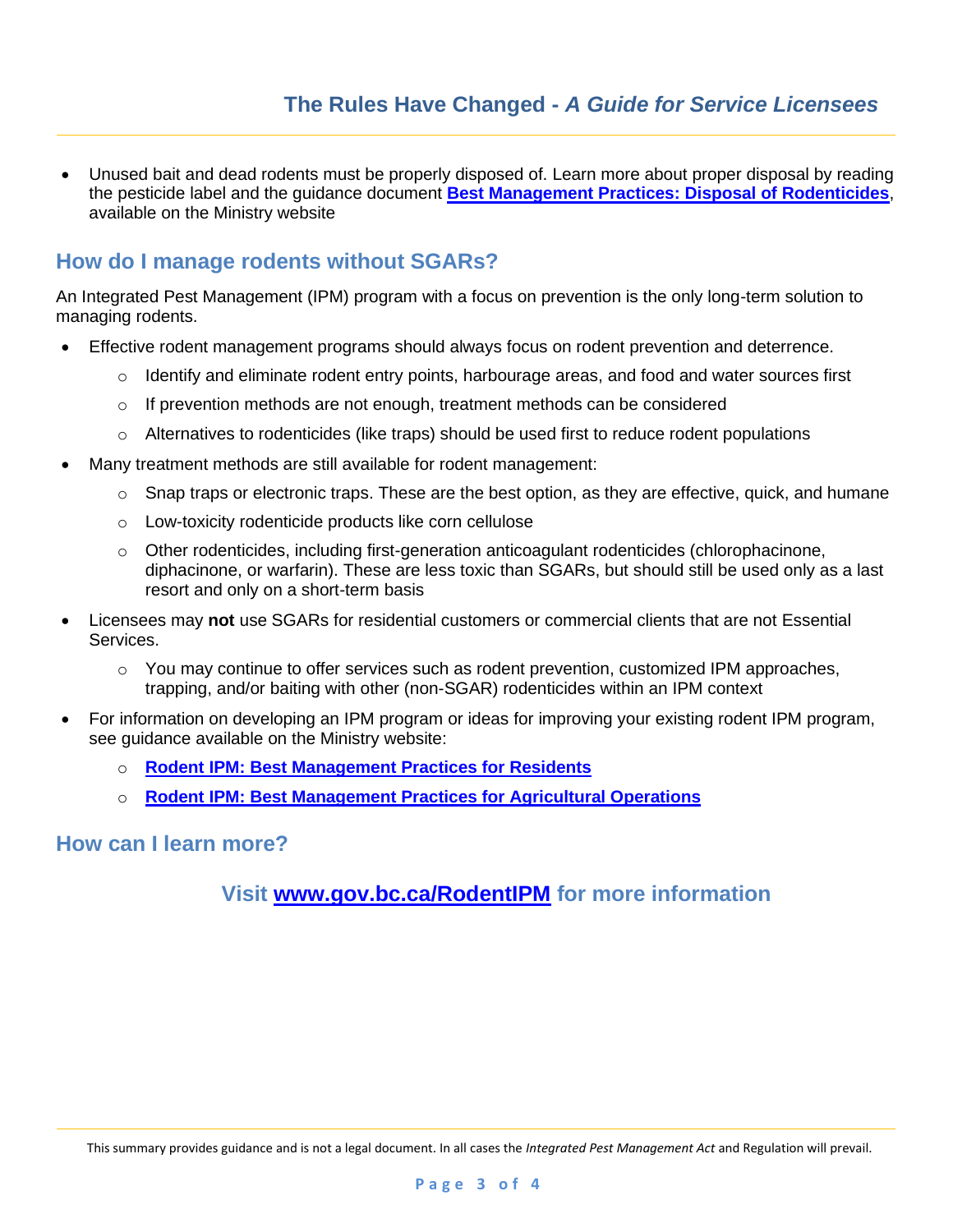- Unused bait and dead rodents must be properly disposed of. Learn more about proper disposal by reading the pesticide label and the guidance document **Best Management Practices: Disposal of Rodenticides**, available on the Ministry website

## How do I manage rodents without SGARs?

An Integrated Pest Management (IPM) program with a focus on prevention is the only long-term solution to managing rodents.

- Effective rodent management programs should always focus on rodent prevention and deterrence.
  - Identify and eliminate rodent entry points, harbourage areas, and food and water sources first
  - If prevention methods are not enough, treatment methods can be considered
  - Alternatives to rodenticides (like traps) should be used first to reduce rodent populations
- Many treatment methods are still available for rodent management:
  - Snap traps or electronic traps. These are the best option, as they are effective, quick, and humane
  - Low-toxicity rodenticide products like corn cellulose
  - Other rodenticides, including first-generation anticoagulant rodenticides (chlorophacinone, diphacinone, or warfarin). These are less toxic than SGARs, but should still be used only as a last resort and only on a short-term basis
- Licensees may **not** use SGARs for residential customers or commercial clients that are not Essential Services.
  - You may continue to offer services such as rodent prevention, customized IPM approaches, trapping, and/or baiting with other (non-SGAR) rodenticides within an IPM context
- For information on developing an IPM program or ideas for improving your existing rodent IPM program, see guidance available on the Ministry website:
  - **Rodent IPM: Best Management Practices for Residents**
  - **Rodent IPM: Best Management Practices for Agricultural Operations**

## How can I learn more?

**Visit www.gov.bc.ca/RodentIPM for more information**

This summary provides guidance and is not a legal document. In all cases the *Integrated Pest Management Act* and Regulation will prevail.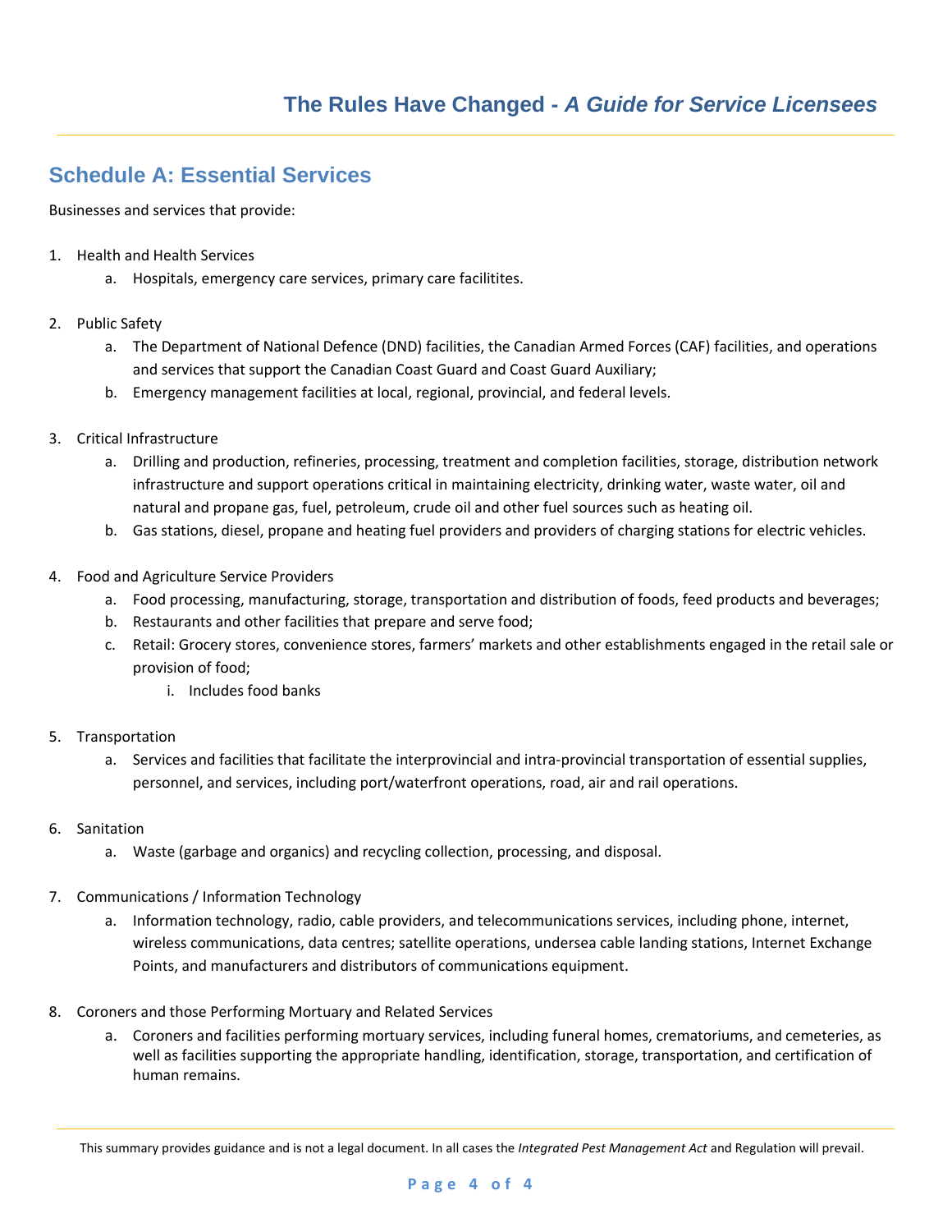## Schedule A: Essential Services

Businesses and services that provide:

1. Health and Health Services
    a. Hospitals, emergency care services, primary care facilitites.

2. Public Safety
    a. The Department of National Defence (DND) facilities, the Canadian Armed Forces (CAF) facilities, and operations and services that support the Canadian Coast Guard and Coast Guard Auxiliary;
    b. Emergency management facilities at local, regional, provincial, and federal levels.

3. Critical Infrastructure
    a. Drilling and production, refineries, processing, treatment and completion facilities, storage, distribution network infrastructure and support operations critical in maintaining electricity, drinking water, waste water, oil and natural and propane gas, fuel, petroleum, crude oil and other fuel sources such as heating oil.
    b. Gas stations, diesel, propane and heating fuel providers and providers of charging stations for electric vehicles.

4. Food and Agriculture Service Providers
    a. Food processing, manufacturing, storage, transportation and distribution of foods, feed products and beverages;
    b. Restaurants and other facilities that prepare and serve food;
    c. Retail: Grocery stores, convenience stores, farmers' markets and other establishments engaged in the retail sale or provision of food;
        i. Includes food banks

5. Transportation
    a. Services and facilities that facilitate the interprovincial and intra-provincial transportation of essential supplies, personnel, and services, including port/waterfront operations, road, air and rail operations.

6. Sanitation
    a. Waste (garbage and organics) and recycling collection, processing, and disposal.

7. Communications / Information Technology
    a. Information technology, radio, cable providers, and telecommunications services, including phone, internet, wireless communications, data centres; satellite operations, undersea cable landing stations, Internet Exchange Points, and manufacturers and distributors of communications equipment.

8. Coroners and those Performing Mortuary and Related Services
    a. Coroners and facilities performing mortuary services, including funeral homes, crematoriums, and cemeteries, as well as facilities supporting the appropriate handling, identification, storage, transportation, and certification of human remains.

This summary provides guidance and is not a legal document. In all cases the *Integrated Pest Management Act* and Regulation will prevail.